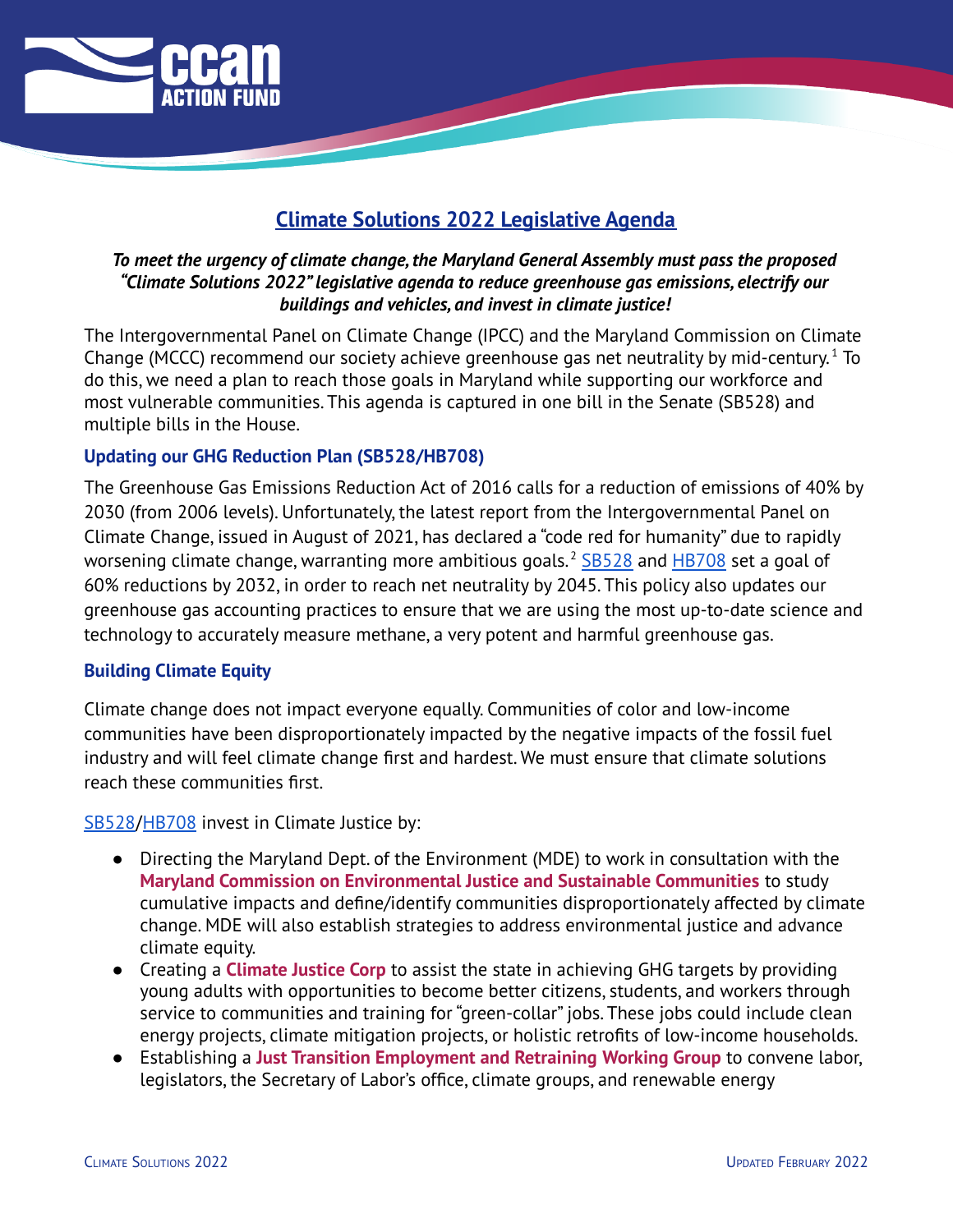# Climate Solutions 2022 Legislative Agenda

***To meet the urgency of climate change, the Maryland General Assembly must pass the proposed "Climate Solutions 2022" legislative agenda to reduce greenhouse gas emissions, electrify our buildings and vehicles, and invest in climate justice!***

The Intergovernmental Panel on Climate Change (IPCC) and the Maryland Commission on Climate Change (MCCC) recommend our society achieve greenhouse gas net neutrality by mid-century.[1] To do this, we need a plan to reach those goals in Maryland while supporting our workforce and most vulnerable communities. This agenda is captured in one bill in the Senate (SB528) and multiple bills in the House.

### Updating our GHG Reduction Plan (SB528/HB708)

The Greenhouse Gas Emissions Reduction Act of 2016 calls for a reduction of emissions of 40% by 2030 (from 2006 levels). Unfortunately, the latest report from the Intergovernmental Panel on Climate Change, issued in August of 2021, has declared a "code red for humanity" due to rapidly worsening climate change, warranting more ambitious goals.[2] SB528 and HB708 set a goal of 60% reductions by 2032, in order to reach net neutrality by 2045. This policy also updates our greenhouse gas accounting practices to ensure that we are using the most up-to-date science and technology to accurately measure methane, a very potent and harmful greenhouse gas.

### Building Climate Equity

Climate change does not impact everyone equally. Communities of color and low-income communities have been disproportionately impacted by the negative impacts of the fossil fuel industry and will feel climate change first and hardest. We must ensure that climate solutions reach these communities first.

SB528/HB708 invest in Climate Justice by:

- Directing the Maryland Dept. of the Environment (MDE) to work in consultation with the **Maryland Commission on Environmental Justice and Sustainable Communities** to study cumulative impacts and define/identify communities disproportionately affected by climate change. MDE will also establish strategies to address environmental justice and advance climate equity.
- Creating a **Climate Justice Corp** to assist the state in achieving GHG targets by providing young adults with opportunities to become better citizens, students, and workers through service to communities and training for "green-collar" jobs. These jobs could include clean energy projects, climate mitigation projects, or holistic retrofits of low-income households.
- Establishing a **Just Transition Employment and Retraining Working Group** to convene labor, legislators, the Secretary of Labor's office, climate groups, and renewable energy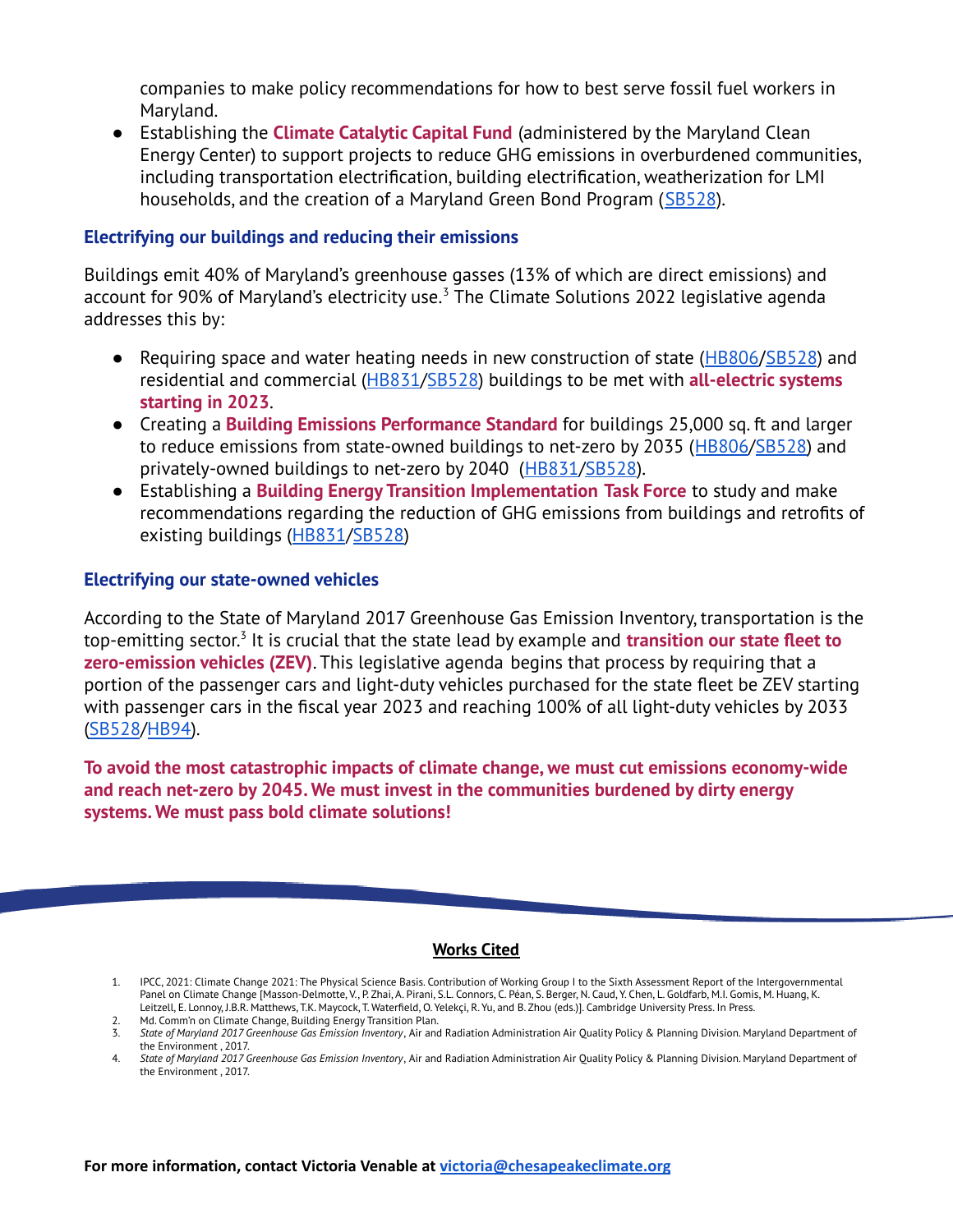companies to make policy recommendations for how to best serve fossil fuel workers in Maryland.

- Establishing the **Climate Catalytic Capital Fund** (administered by the Maryland Clean Energy Center) to support projects to reduce GHG emissions in overburdened communities, including transportation electrification, building electrification, weatherization for LMI households, and the creation of a Maryland Green Bond Program (SB528).

### Electrifying our buildings and reducing their emissions

Buildings emit 40% of Maryland's greenhouse gasses (13% of which are direct emissions) and account for 90% of Maryland's electricity use.[3] The Climate Solutions 2022 legislative agenda addresses this by:

- Requiring space and water heating needs in new construction of state (HB806/SB528) and residential and commercial (HB831/SB528) buildings to be met with **all-electric systems starting in 2023**.
- Creating a **Building Emissions Performance Standard** for buildings 25,000 sq. ft and larger to reduce emissions from state-owned buildings to net-zero by 2035 (HB806/SB528) and privately-owned buildings to net-zero by 2040 (HB831/SB528).
- Establishing a **Building Energy Transition Implementation Task Force** to study and make recommendations regarding the reduction of GHG emissions from buildings and retrofits of existing buildings (HB831/SB528)

### Electrifying our state-owned vehicles

According to the State of Maryland 2017 Greenhouse Gas Emission Inventory, transportation is the top-emitting sector.[3] It is crucial that the state lead by example and **transition our state fleet to zero-emission vehicles (ZEV)**. This legislative agenda begins that process by requiring that a portion of the passenger cars and light-duty vehicles purchased for the state fleet be ZEV starting with passenger cars in the fiscal year 2023 and reaching 100% of all light-duty vehicles by 2033 (SB528/HB94).

**To avoid the most catastrophic impacts of climate change, we must cut emissions economy-wide and reach net-zero by 2045. We must invest in the communities burdened by dirty energy systems. We must pass bold climate solutions!**

## Works Cited

1. IPCC, 2021: Climate Change 2021: The Physical Science Basis. Contribution of Working Group I to the Sixth Assessment Report of the Intergovernmental Panel on Climate Change [Masson-Delmotte, V., P. Zhai, A. Pirani, S.L. Connors, C. Péan, S. Berger, N. Caud, Y. Chen, L. Goldfarb, M.I. Gomis, M. Huang, K. Leitzell, E. Lonnoy, J.B.R. Matthews, T.K. Maycock, T. Waterfield, O. Yelekçi, R. Yu, and B. Zhou (eds.)]. Cambridge University Press. In Press.
2. Md. Comm'n on Climate Change, Building Energy Transition Plan.
3. *State of Maryland 2017 Greenhouse Gas Emission Inventory*, Air and Radiation Administration Air Quality Policy & Planning Division. Maryland Department of the Environment , 2017.
4. *State of Maryland 2017 Greenhouse Gas Emission Inventory*, Air and Radiation Administration Air Quality Policy & Planning Division. Maryland Department of the Environment , 2017.

**For more information, contact Victoria Venable at victoria@chesapeakeclimate.org**